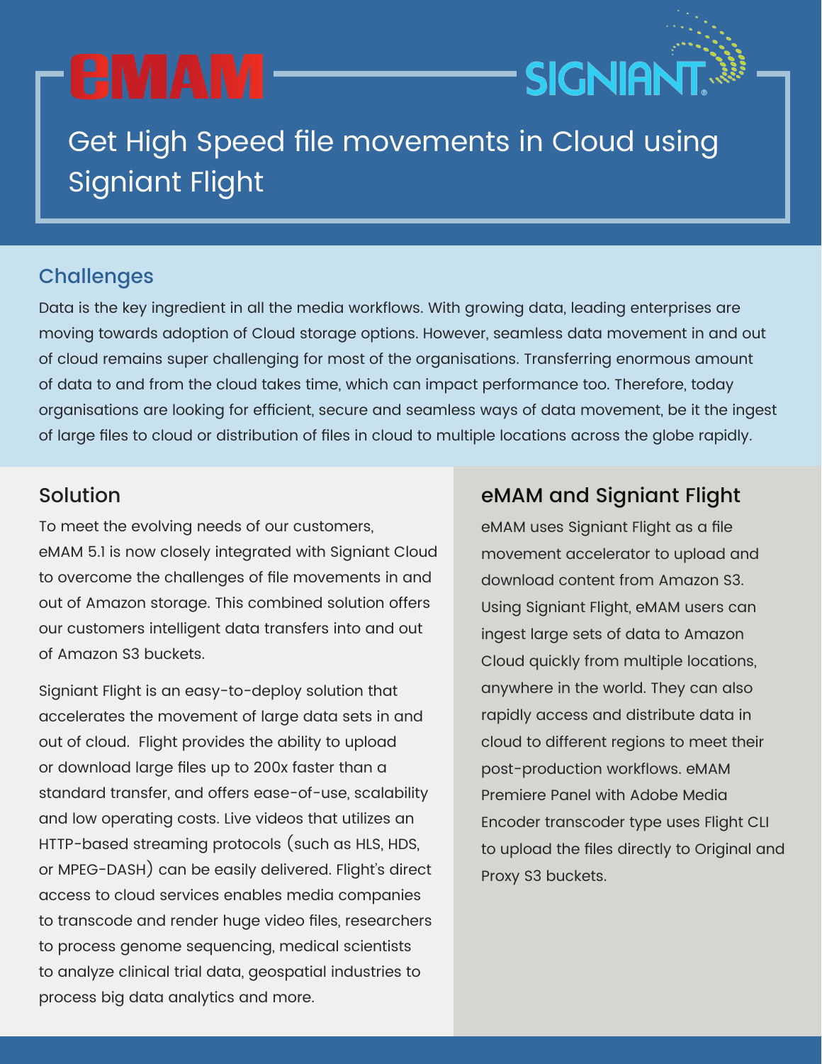eMAM SIGNIANT

# Get High Speed file movements in Cloud using Signiant Flight

## Challenges

Data is the key ingredient in all the media workflows. With growing data, leading enterprises are moving towards adoption of Cloud storage options. However, seamless data movement in and out of cloud remains super challenging for most of the organisations. Transferring enormous amount of data to and from the cloud takes time, which can impact performance too. Therefore, today organisations are looking for efficient, secure and seamless ways of data movement, be it the ingest of large files to cloud or distribution of files in cloud to multiple locations across the globe rapidly.

## Solution

To meet the evolving needs of our customers, eMAM 5.1 is now closely integrated with Signiant Cloud to overcome the challenges of file movements in and out of Amazon storage. This combined solution offers our customers intelligent data transfers into and out of Amazon S3 buckets.

Signiant Flight is an easy-to-deploy solution that accelerates the movement of large data sets in and out of cloud. Flight provides the ability to upload or download large files up to 200x faster than a standard transfer, and offers ease-of-use, scalability and low operating costs. Live videos that utilizes an HTTP-based streaming protocols (such as HLS, HDS, or MPEG-DASH) can be easily delivered. Flight's direct access to cloud services enables media companies to transcode and render huge video files, researchers to process genome sequencing, medical scientists to analyze clinical trial data, geospatial industries to process big data analytics and more.

## eMAM and Signiant Flight

eMAM uses Signiant Flight as a file movement accelerator to upload and download content from Amazon S3. Using Signiant Flight, eMAM users can ingest large sets of data to Amazon Cloud quickly from multiple locations, anywhere in the world. They can also rapidly access and distribute data in cloud to different regions to meet their post-production workflows. eMAM Premiere Panel with Adobe Media Encoder transcoder type uses Flight CLI to upload the files directly to Original and Proxy S3 buckets.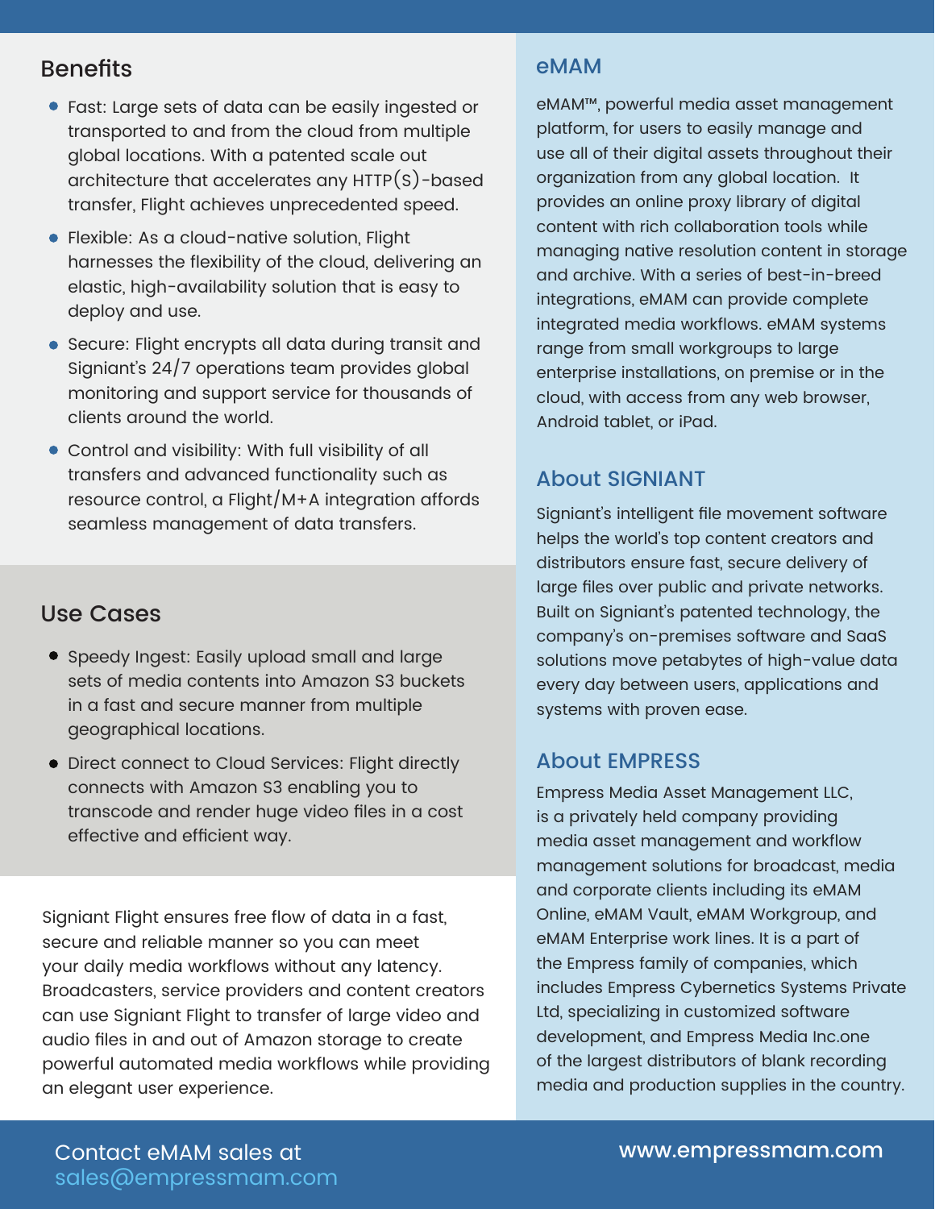## Benefits

- Fast: Large sets of data can be easily ingested or transported to and from the cloud from multiple global locations. With a patented scale out architecture that accelerates any HTTP(S)-based transfer, Flight achieves unprecedented speed.
- Flexible: As a cloud-native solution, Flight harnesses the flexibility of the cloud, delivering an elastic, high-availability solution that is easy to deploy and use.
- Secure: Flight encrypts all data during transit and Signiant's 24/7 operations team provides global monitoring and support service for thousands of clients around the world.
- Control and visibility: With full visibility of all transfers and advanced functionality such as resource control, a Flight/M+A integration affords seamless management of data transfers.

## Use Cases

- Speedy Ingest: Easily upload small and large sets of media contents into Amazon S3 buckets in a fast and secure manner from multiple geographical locations.
- Direct connect to Cloud Services: Flight directly connects with Amazon S3 enabling you to transcode and render huge video files in a cost effective and efficient way.

Signiant Flight ensures free flow of data in a fast, secure and reliable manner so you can meet your daily media workflows without any latency. Broadcasters, service providers and content creators can use Signiant Flight to transfer of large video and audio files in and out of Amazon storage to create powerful automated media workflows while providing an elegant user experience.

## eMAM

eMAM™, powerful media asset management platform, for users to easily manage and use all of their digital assets throughout their organization from any global location. It provides an online proxy library of digital content with rich collaboration tools while managing native resolution content in storage and archive. With a series of best-in-breed integrations, eMAM can provide complete integrated media workflows. eMAM systems range from small workgroups to large enterprise installations, on premise or in the cloud, with access from any web browser, Android tablet, or iPad.

## About SIGNIANT

Signiant's intelligent file movement software helps the world's top content creators and distributors ensure fast, secure delivery of large files over public and private networks. Built on Signiant's patented technology, the company's on-premises software and SaaS solutions move petabytes of high-value data every day between users, applications and systems with proven ease.

## About EMPRESS

Empress Media Asset Management LLC, is a privately held company providing media asset management and workflow management solutions for broadcast, media and corporate clients including its eMAM Online, eMAM Vault, eMAM Workgroup, and eMAM Enterprise work lines. It is a part of the Empress family of companies, which includes Empress Cybernetics Systems Private Ltd, specializing in customized software development, and Empress Media Inc.one of the largest distributors of blank recording media and production supplies in the country.

Contact eMAM sales at sales@empressmam.com

www.empressmam.com